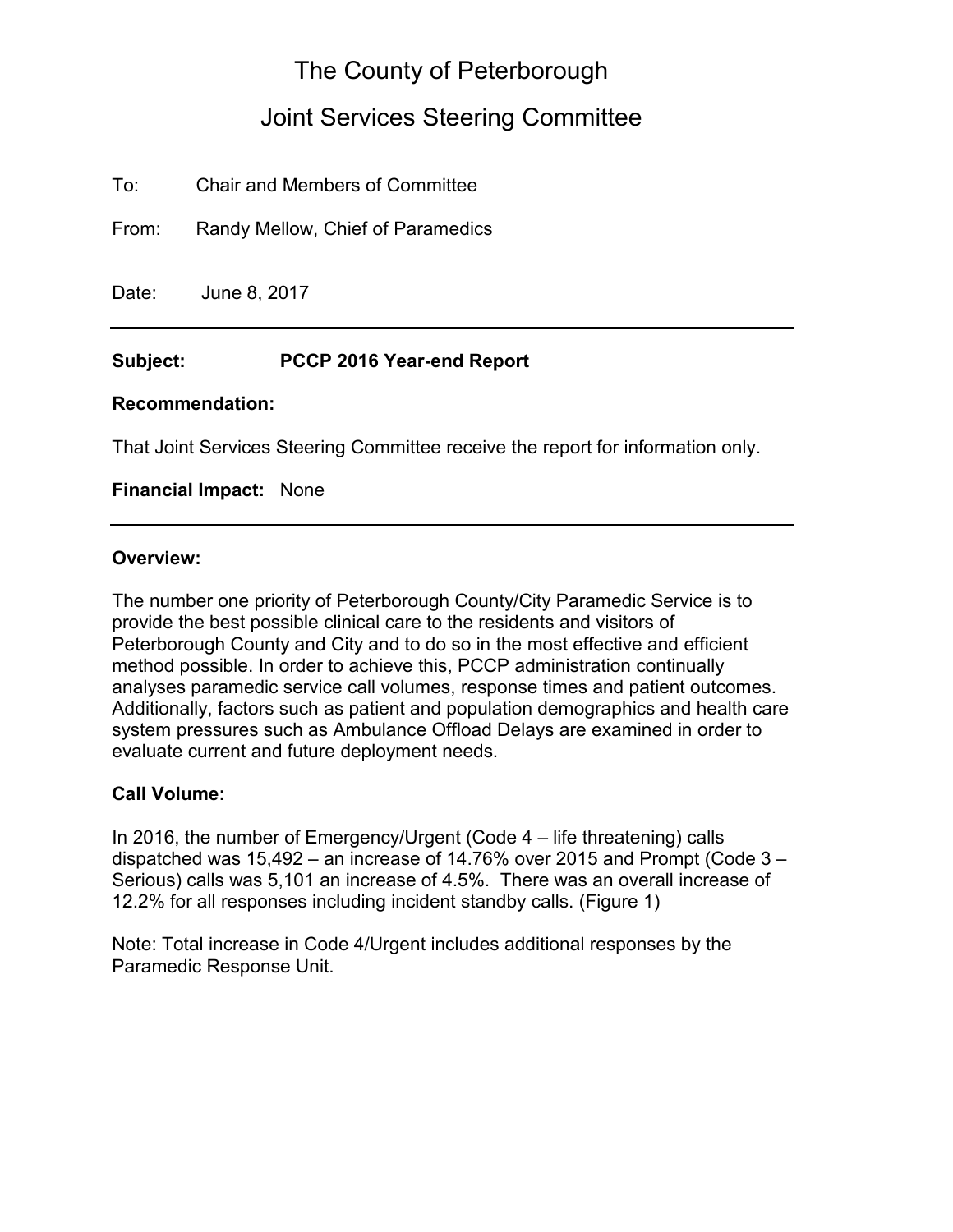# The County of Peterborough

## Joint Services Steering Committee

To: Chair and Members of Committee

From: Randy Mellow, Chief of Paramedics

Date: June 8, 2017

---

**Subject: PCCP 2016 Year-end Report**

**Recommendation:**

That Joint Services Steering Committee receive the report for information only.

**Financial Impact:** None

---

**Overview:**

The number one priority of Peterborough County/City Paramedic Service is to provide the best possible clinical care to the residents and visitors of Peterborough County and City and to do so in the most effective and efficient method possible. In order to achieve this, PCCP administration continually analyses paramedic service call volumes, response times and patient outcomes. Additionally, factors such as patient and population demographics and health care system pressures such as Ambulance Offload Delays are examined in order to evaluate current and future deployment needs.

**Call Volume:**

In 2016, the number of Emergency/Urgent (Code 4 – life threatening) calls dispatched was 15,492 – an increase of 14.76% over 2015 and Prompt (Code 3 – Serious) calls was 5,101 an increase of 4.5%. There was an overall increase of 12.2% for all responses including incident standby calls. (Figure 1)

Note: Total increase in Code 4/Urgent includes additional responses by the Paramedic Response Unit.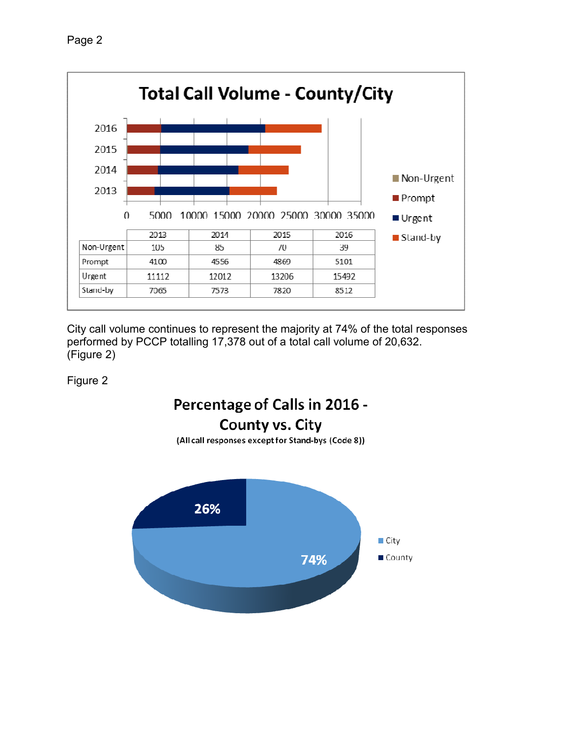**Total Call Volume - County/City**

| | 2013 | 2014 | 2015 | 2016 |
|---|---|---|---|---|
| Non-Urgent | 105 | 85 | 70 | 39 |
| Prompt | 4100 | 4556 | 4869 | 5101 |
| Urgent | 11112 | 12012 | 13206 | 15492 |
| Stand-by | 7065 | 7573 | 7820 | 8512 |

City call volume continues to represent the majority at 74% of the total responses performed by PCCP totalling 17,378 out of a total call volume of 20,632. (Figure 2)

Figure 2

**Percentage of Calls in 2016 - County vs. City**

(All call responses except for Stand-bys (Code 8))

- City: 74%
- County: 26%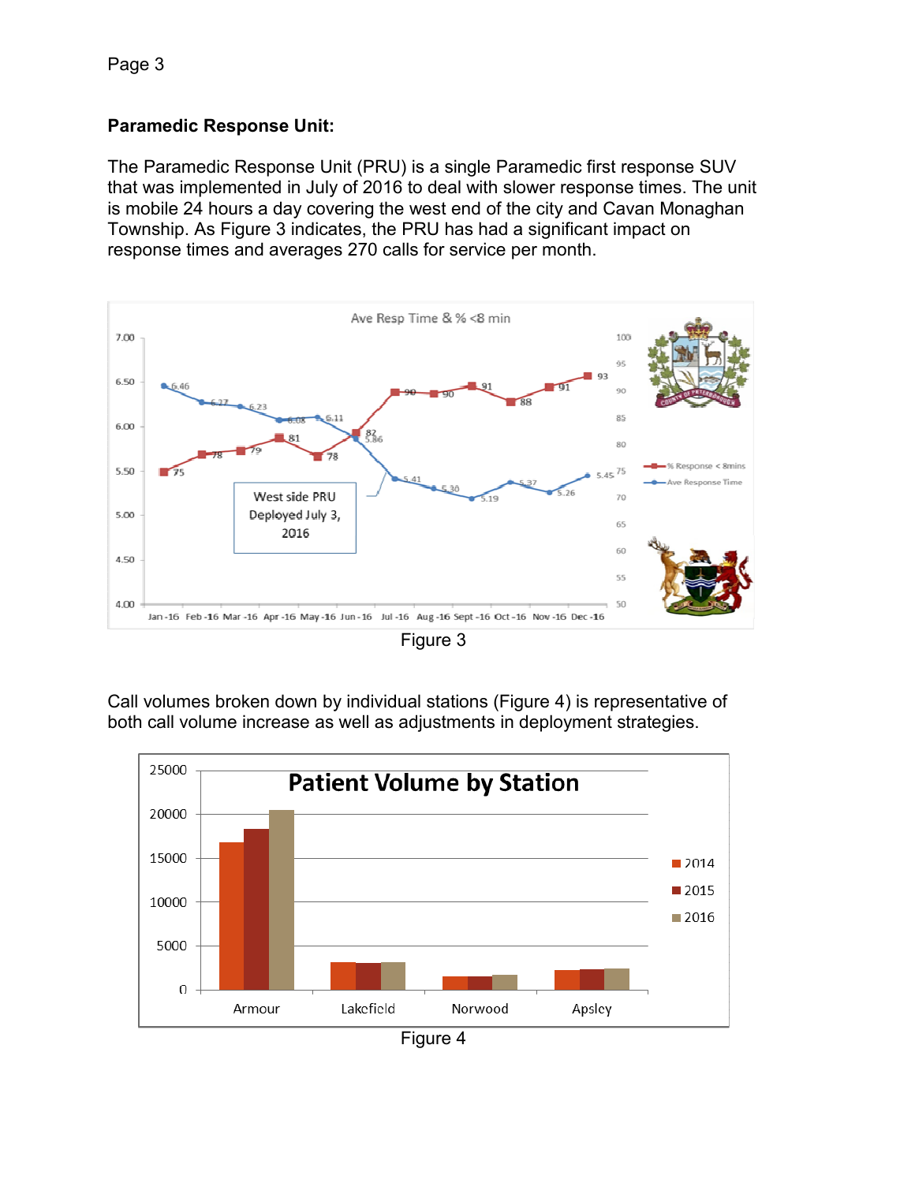## Paramedic Response Unit:

The Paramedic Response Unit (PRU) is a single Paramedic first response SUV that was implemented in July of 2016 to deal with slower response times. The unit is mobile 24 hours a day covering the west end of the city and Cavan Monaghan Township. As Figure 3 indicates, the PRU has had a significant impact on response times and averages 270 calls for service per month.

Figure 3

Call volumes broken down by individual stations (Figure 4) is representative of both call volume increase as well as adjustments in deployment strategies.

Figure 4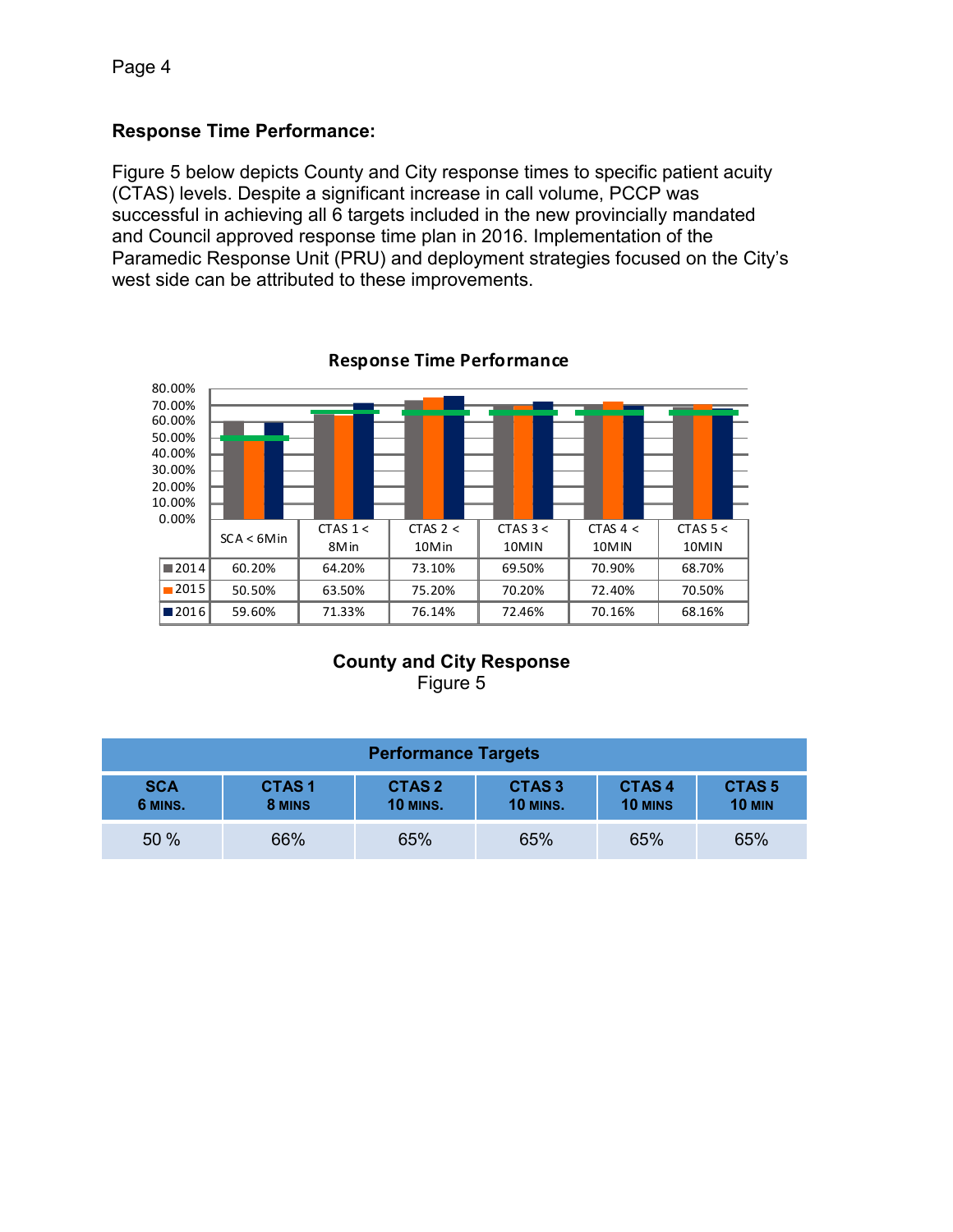## Response Time Performance:

Figure 5 below depicts County and City response times to specific patient acuity (CTAS) levels. Despite a significant increase in call volume, PCCP was successful in achieving all 6 targets included in the new provincially mandated and Council approved response time plan in 2016. Implementation of the Paramedic Response Unit (PRU) and deployment strategies focused on the City's west side can be attributed to these improvements.

**Response Time Performance**

| | SCA < 6Min | CTAS 1 < 8Min | CTAS 2 < 10Min | CTAS 3 < 10MIN | CTAS 4 < 10MIN | CTAS 5 < 10MIN |
|---|---|---|---|---|---|---|
| 2014 | 60.20% | 64.20% | 73.10% | 69.50% | 70.90% | 68.70% |
| 2015 | 50.50% | 63.50% | 75.20% | 70.20% | 72.40% | 70.50% |
| 2016 | 59.60% | 71.33% | 76.14% | 72.46% | 70.16% | 68.16% |

**County and City Response**
Figure 5

| Performance Targets | | | | | |
|---|---|---|---|---|---|
| **SCA 6 MINS.** | **CTAS 1 8 MINS** | **CTAS 2 10 MINS.** | **CTAS 3 10 MINS.** | **CTAS 4 10 MINS** | **CTAS 5 10 MIN** |
| 50 % | 66% | 65% | 65% | 65% | 65% |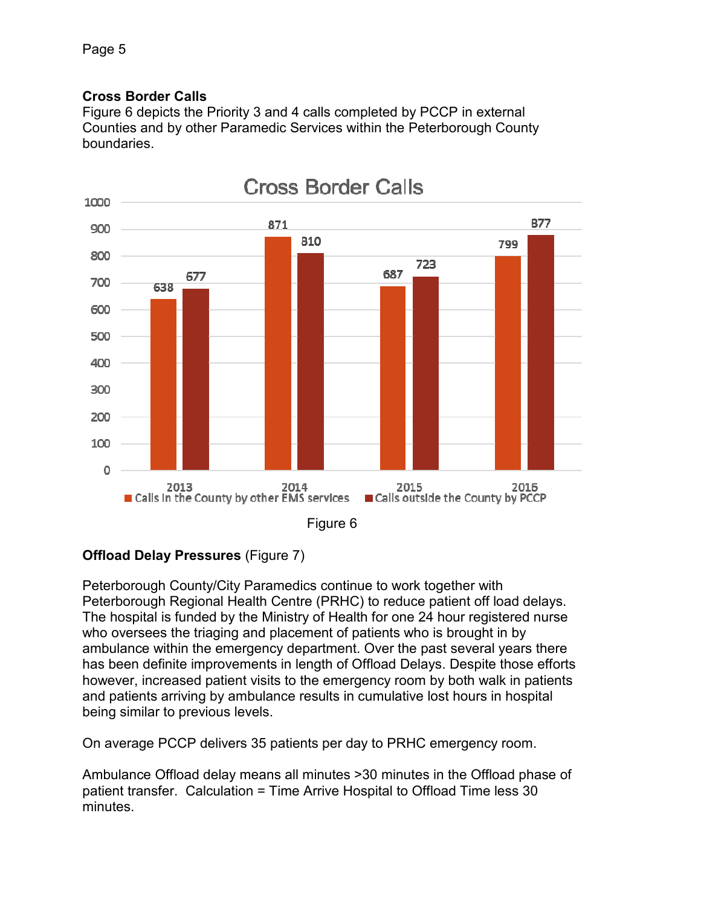### Cross Border Calls

Figure 6 depicts the Priority 3 and 4 calls completed by PCCP in external Counties and by other Paramedic Services within the Peterborough County boundaries.

| Year | Calls in the County by other EMS services | Calls outside the County by PCCP |
|---|---|---|
| 2013 | 638 | 677 |
| 2014 | 871 | 810 |
| 2015 | 687 | 723 |
| 2016 | 799 | 877 |

Figure 6

**Offload Delay Pressures** (Figure 7)

Peterborough County/City Paramedics continue to work together with Peterborough Regional Health Centre (PRHC) to reduce patient off load delays. The hospital is funded by the Ministry of Health for one 24 hour registered nurse who oversees the triaging and placement of patients who is brought in by ambulance within the emergency department. Over the past several years there has been definite improvements in length of Offload Delays. Despite those efforts however, increased patient visits to the emergency room by both walk in patients and patients arriving by ambulance results in cumulative lost hours in hospital being similar to previous levels.

On average PCCP delivers 35 patients per day to PRHC emergency room.

Ambulance Offload delay means all minutes >30 minutes in the Offload phase of patient transfer. Calculation = Time Arrive Hospital to Offload Time less 30 minutes.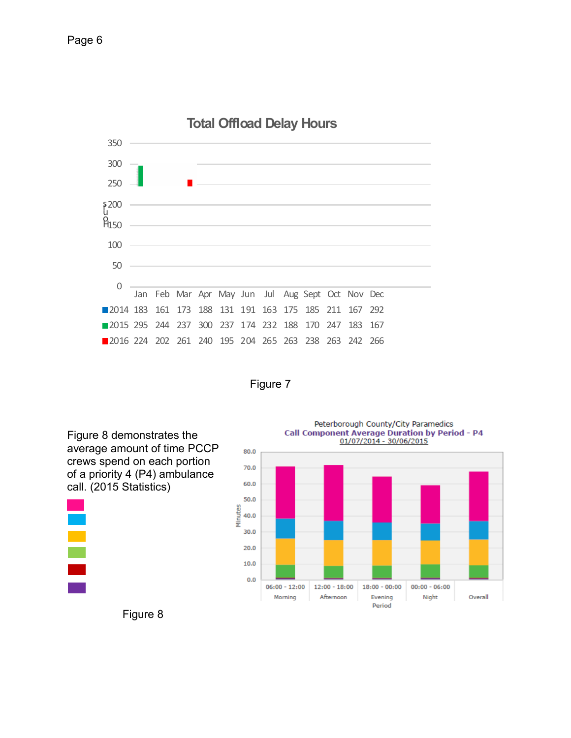**Total Offload Delay Hours**

| | Jan | Feb | Mar | Apr | May | Jun | Jul | Aug | Sept | Oct | Nov | Dec |
|---|---|---|---|---|---|---|---|---|---|---|---|---|
| 2014 | 183 | 161 | 173 | 188 | 131 | 191 | 163 | 175 | 185 | 211 | 167 | 292 |
| 2015 | 295 | 244 | 237 | 300 | 237 | 174 | 232 | 188 | 170 | 247 | 183 | 167 |
| 2016 | 224 | 202 | 261 | 240 | 195 | 204 | 265 | 263 | 238 | 263 | 242 | 266 |

Figure 7

Figure 8 demonstrates the average amount of time PCCP crews spend on each portion of a priority 4 (P4) ambulance call. (2015 Statistics)

Peterborough County/City Paramedics
**Call Component Average Duration by Period - P4**
01/07/2014 - 30/06/2015

Figure 8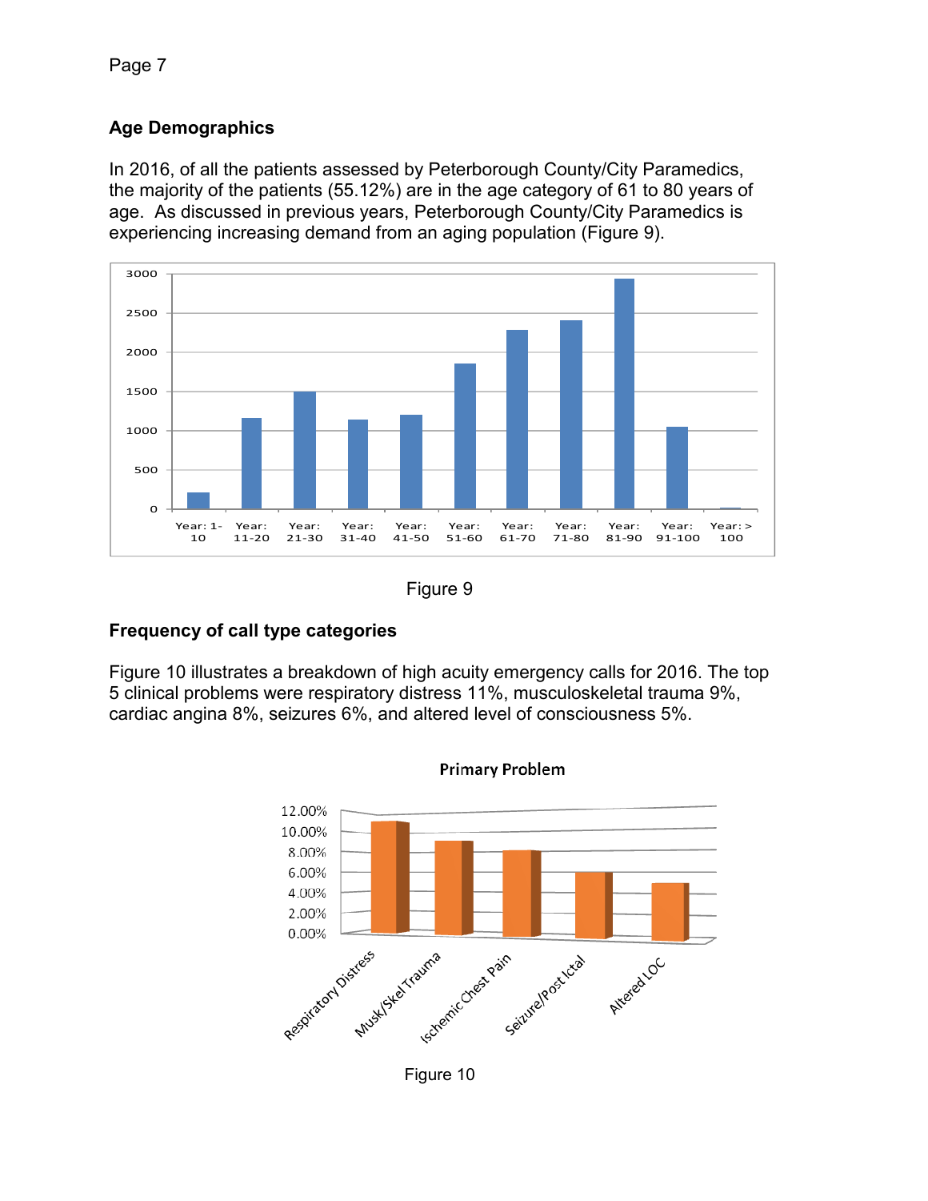## Age Demographics

In 2016, of all the patients assessed by Peterborough County/City Paramedics, the majority of the patients (55.12%) are in the age category of 61 to 80 years of age. As discussed in previous years, Peterborough County/City Paramedics is experiencing increasing demand from an aging population (Figure 9).

Figure 9

## Frequency of call type categories

Figure 10 illustrates a breakdown of high acuity emergency calls for 2016. The top 5 clinical problems were respiratory distress 11%, musculoskeletal trauma 9%, cardiac angina 8%, seizures 6%, and altered level of consciousness 5%.

Figure 10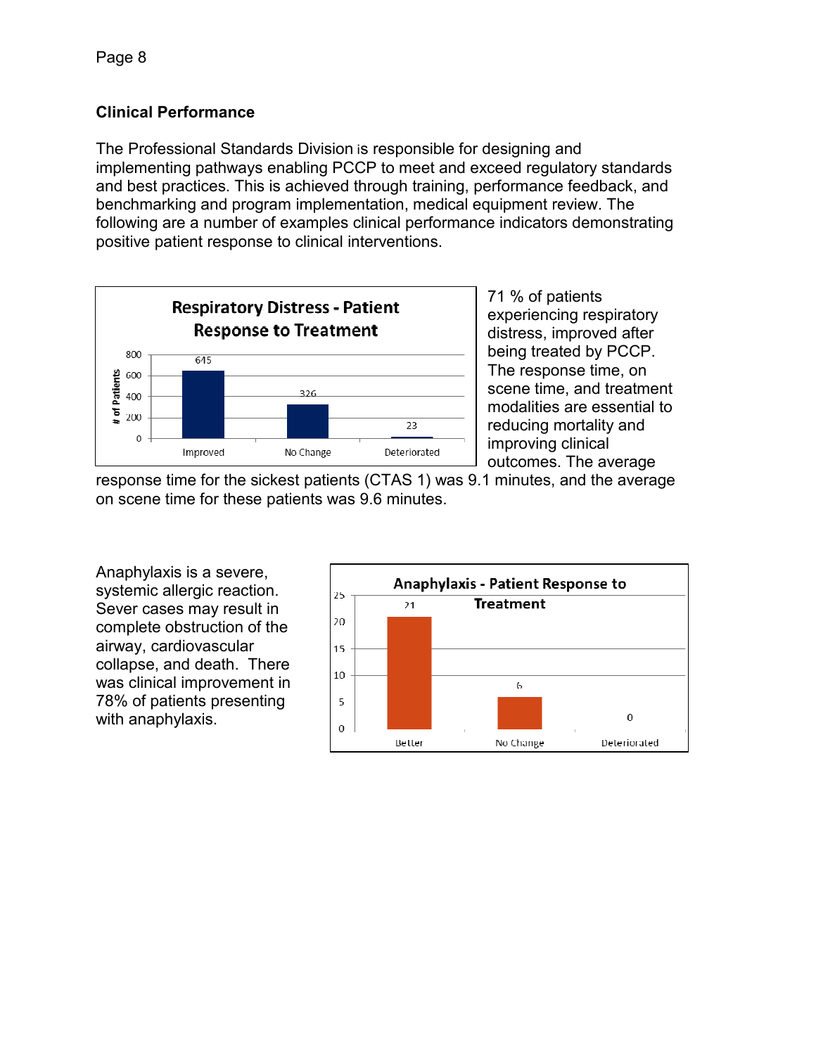## Clinical Performance

The Professional Standards Division is responsible for designing and implementing pathways enabling PCCP to meet and exceed regulatory standards and best practices. This is achieved through training, performance feedback, and benchmarking and program implementation, medical equipment review. The following are a number of examples clinical performance indicators demonstrating positive patient response to clinical interventions.

**Respiratory Distress - Patient Response to Treatment**

| Response | # of Patients |
|---|---|
| Improved | 645 |
| No Change | 326 |
| Deteriorated | 23 |

71 % of patients experiencing respiratory distress, improved after being treated by PCCP. The response time, on scene time, and treatment modalities are essential to reducing mortality and improving clinical outcomes. The average response time for the sickest patients (CTAS 1) was 9.1 minutes, and the average on scene time for these patients was 9.6 minutes.

Anaphylaxis is a severe, systemic allergic reaction. Sever cases may result in complete obstruction of the airway, cardiovascular collapse, and death. There was clinical improvement in 78% of patients presenting with anaphylaxis.

**Anaphylaxis - Patient Response to Treatment**

| Response | # of Patients |
|---|---|
| Better | 21 |
| No Change | 6 |
| Deteriorated | 0 |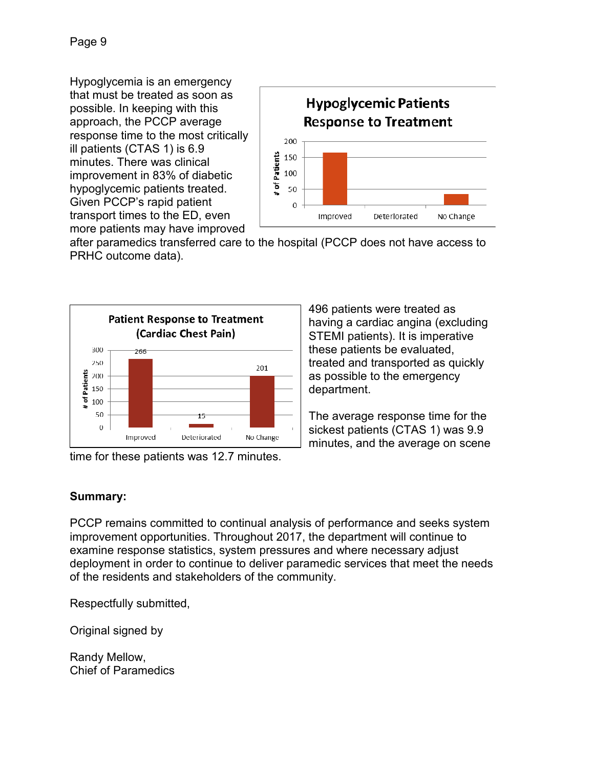Hypoglycemia is an emergency that must be treated as soon as possible. In keeping with this approach, the PCCP average response time to the most critically ill patients (CTAS 1) is 6.9 minutes. There was clinical improvement in 83% of diabetic hypoglycemic patients treated. Given PCCP's rapid patient transport times to the ED, even more patients may have improved after paramedics transferred care to the hospital (PCCP does not have access to PRHC outcome data).

Hypoglycemic Patients Response to Treatment

\# of Patients

200
150
100
50
0

Improved
Deteriorated
No Change

Patient Response to Treatment (Cardiac Chest Pain)

\# of Patients

300
250
200
150
100
50
0

266
15
201

Improved
Deteriorated
No Change

496 patients were treated as having a cardiac angina (excluding STEMI patients). It is imperative these patients be evaluated, treated and transported as quickly as possible to the emergency department.

The average response time for the sickest patients (CTAS 1) was 9.9 minutes, and the average on scene time for these patients was 12.7 minutes.

**Summary:**

PCCP remains committed to continual analysis of performance and seeks system improvement opportunities. Throughout 2017, the department will continue to examine response statistics, system pressures and where necessary adjust deployment in order to continue to deliver paramedic services that meet the needs of the residents and stakeholders of the community.

Respectfully submitted,

Original signed by

Randy Mellow,
Chief of Paramedics